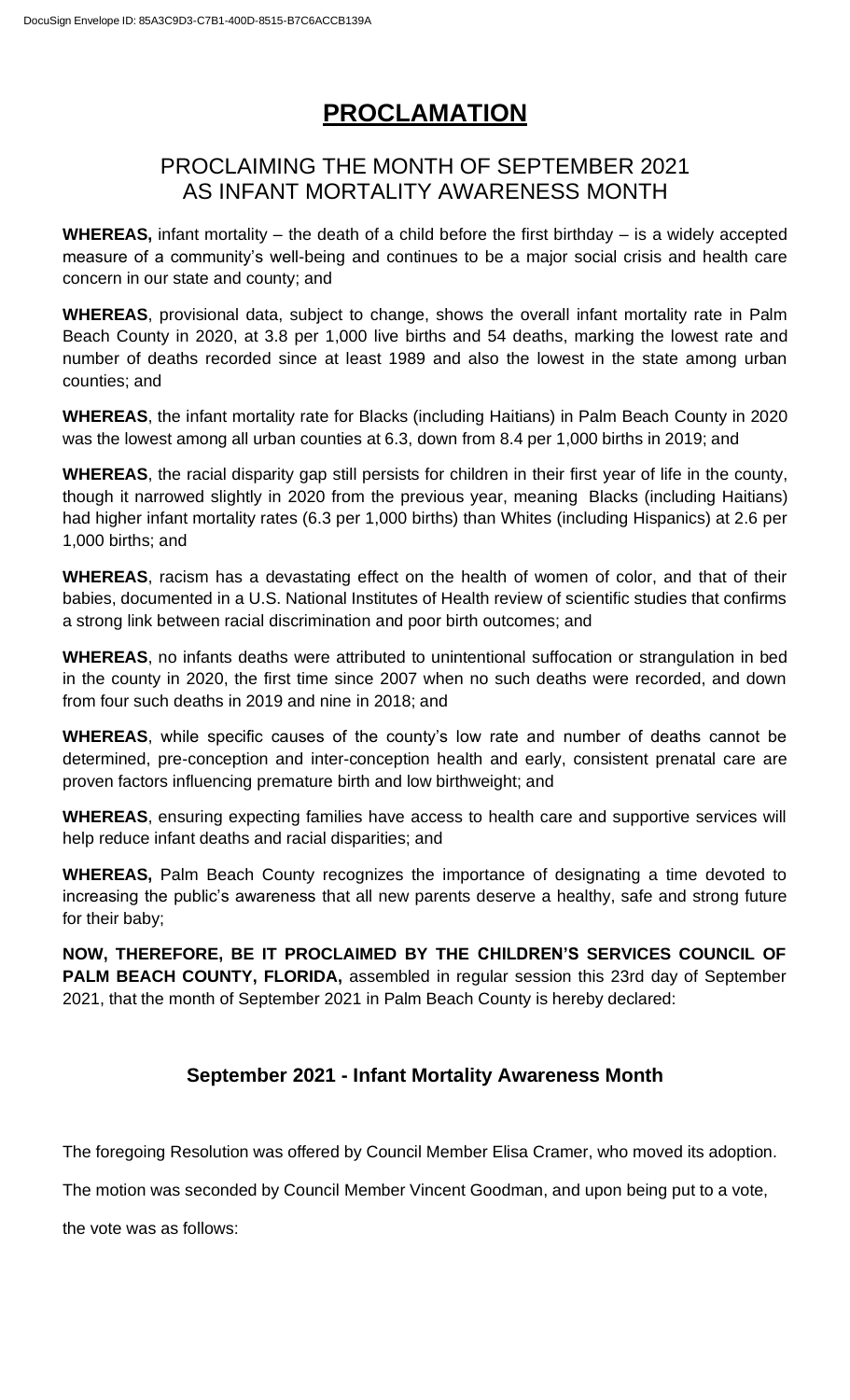# PROCLAMATION

## PROCLAIMING THE MONTH OF SEPTEMBER 2021 AS INFANT MORTALITY AWARENESS MONTH

**WHEREAS,** infant mortality – the death of a child before the first birthday – is a widely accepted measure of a community's well-being and continues to be a major social crisis and health care concern in our state and county; and

**WHEREAS**, provisional data, subject to change, shows the overall infant mortality rate in Palm Beach County in 2020, at 3.8 per 1,000 live births and 54 deaths, marking the lowest rate and number of deaths recorded since at least 1989 and also the lowest in the state among urban counties; and

**WHEREAS**, the infant mortality rate for Blacks (including Haitians) in Palm Beach County in 2020 was the lowest among all urban counties at 6.3, down from 8.4 per 1,000 births in 2019; and

**WHEREAS**, the racial disparity gap still persists for children in their first year of life in the county, though it narrowed slightly in 2020 from the previous year, meaning Blacks (including Haitians) had higher infant mortality rates (6.3 per 1,000 births) than Whites (including Hispanics) at 2.6 per 1,000 births; and

**WHEREAS**, racism has a devastating effect on the health of women of color, and that of their babies, documented in a U.S. National Institutes of Health review of scientific studies that confirms a strong link between racial discrimination and poor birth outcomes; and

**WHEREAS**, no infants deaths were attributed to unintentional suffocation or strangulation in bed in the county in 2020, the first time since 2007 when no such deaths were recorded, and down from four such deaths in 2019 and nine in 2018; and

**WHEREAS**, while specific causes of the county's low rate and number of deaths cannot be determined, pre-conception and inter-conception health and early, consistent prenatal care are proven factors influencing premature birth and low birthweight; and

**WHEREAS**, ensuring expecting families have access to health care and supportive services will help reduce infant deaths and racial disparities; and

**WHEREAS,** Palm Beach County recognizes the importance of designating a time devoted to increasing the public's awareness that all new parents deserve a healthy, safe and strong future for their baby;

**NOW, THEREFORE, BE IT PROCLAIMED BY THE CHILDREN'S SERVICES COUNCIL OF PALM BEACH COUNTY, FLORIDA,** assembled in regular session this 23rd day of September 2021, that the month of September 2021 in Palm Beach County is hereby declared:

### September 2021 - Infant Mortality Awareness Month

The foregoing Resolution was offered by Council Member Elisa Cramer, who moved its adoption.

The motion was seconded by Council Member Vincent Goodman, and upon being put to a vote, the vote was as follows: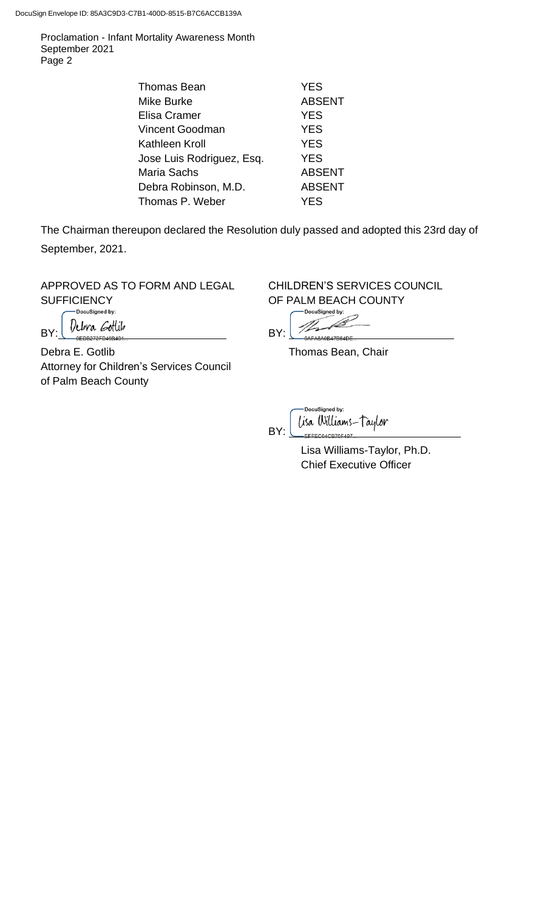| | |
|---|---|
| Thomas Bean | YES |
| Mike Burke | ABSENT |
| Elisa Cramer | YES |
| Vincent Goodman | YES |
| Kathleen Kroll | YES |
| Jose Luis Rodriguez, Esq. | YES |
| Maria Sachs | ABSENT |
| Debra Robinson, M.D. | ABSENT |
| Thomas P. Weber | YES |

The Chairman thereupon declared the Resolution duly passed and adopted this 23rd day of September, 2021.

APPROVED AS TO FORM AND LEGAL SUFFICIENCY

DocuSigned by:

BY: Debra Gotlib

8EDB272FD49B401...

Debra E. Gotlib
Attorney for Children's Services Council of Palm Beach County

CHILDREN'S SERVICES COUNCIL OF PALM BEACH COUNTY

DocuSigned by:

BY:

9AFA6A6B47B64BE...

Thomas Bean, Chair

DocuSigned by:

BY: Lisa Williams-Taylor

EFFEC04CB79F497...

Lisa Williams-Taylor, Ph.D.
Chief Executive Officer